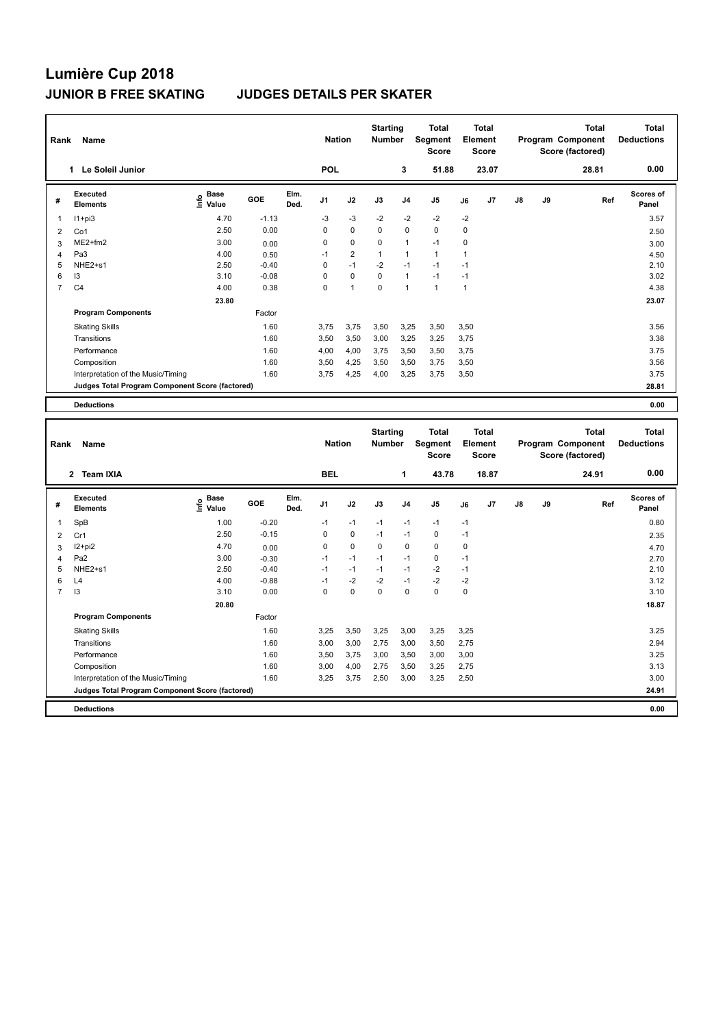# Lumière Cup 2018

## JUNIOR B FREE SKATING JUDGES DETAILS PER SKATER

| Rank | Name | Nation | Starting Number | Total Segment Score | Total Element Score | Total Program Component Score (factored) | Total Deductions |
|---|---|---|---|---|---|---|---|
| 1 | Le Soleil Junior | POL | 3 | 51.88 | 23.07 | 28.81 | 0.00 |

| # | Executed Elements | Info | Base Value | GOE | Elm. Ded. | J1 | J2 | J3 | J4 | J5 | J6 | J7 | J8 | J9 | Ref | Scores of Panel |
|---|---|---|---|---|---|---|---|---|---|---|---|---|---|---|---|---|
| 1 | I1+pi3 | | 4.70 | -1.13 | | -3 | -3 | -2 | -2 | -2 | -2 | | | | | 3.57 |
| 2 | Co1 | | 2.50 | 0.00 | | 0 | 0 | 0 | 0 | 0 | 0 | | | | | 2.50 |
| 3 | ME2+fm2 | | 3.00 | 0.00 | | 0 | 0 | 0 | 1 | -1 | 0 | | | | | 3.00 |
| 4 | Pa3 | | 4.00 | 0.50 | | -1 | 2 | 1 | 1 | 1 | 1 | | | | | 4.50 |
| 5 | NHE2+s1 | | 2.50 | -0.40 | | 0 | -1 | -2 | -1 | -1 | -1 | | | | | 2.10 |
| 6 | I3 | | 3.10 | -0.08 | | 0 | 0 | 0 | 1 | -1 | -1 | | | | | 3.02 |
| 7 | C4 | | 4.00 | 0.38 | | 0 | 1 | 0 | 1 | 1 | 1 | | | | | 4.38 |
| | | | 23.80 | | | | | | | | | | | | | 23.07 |
| | **Program Components** | | | Factor | | | | | | | | | | | | |
| | Skating Skills | | | 1.60 | | 3,75 | 3,75 | 3,50 | 3,25 | 3,50 | 3,50 | | | | | 3.56 |
| | Transitions | | | 1.60 | | 3,50 | 3,50 | 3,00 | 3,25 | 3,25 | 3,75 | | | | | 3.38 |
| | Performance | | | 1.60 | | 4,00 | 4,00 | 3,75 | 3,50 | 3,50 | 3,75 | | | | | 3.75 |
| | Composition | | | 1.60 | | 3,50 | 4,25 | 3,50 | 3,50 | 3,75 | 3,50 | | | | | 3.56 |
| | Interpretation of the Music/Timing | | | 1.60 | | 3,75 | 4,25 | 4,00 | 3,25 | 3,75 | 3,50 | | | | | 3.75 |
| | **Judges Total Program Component Score (factored)** | | | | | | | | | | | | | | | 28.81 |
| | **Deductions** | | | | | | | | | | | | | | | 0.00 |

| Rank | Name | Nation | Starting Number | Total Segment Score | Total Element Score | Total Program Component Score (factored) | Total Deductions |
|---|---|---|---|---|---|---|---|
| 2 | Team IXIA | BEL | 1 | 43.78 | 18.87 | 24.91 | 0.00 |

| # | Executed Elements | Info | Base Value | GOE | Elm. Ded. | J1 | J2 | J3 | J4 | J5 | J6 | J7 | J8 | J9 | Ref | Scores of Panel |
|---|---|---|---|---|---|---|---|---|---|---|---|---|---|---|---|---|
| 1 | SpB | | 1.00 | -0.20 | | -1 | -1 | -1 | -1 | -1 | -1 | | | | | 0.80 |
| 2 | Cr1 | | 2.50 | -0.15 | | 0 | 0 | -1 | -1 | 0 | -1 | | | | | 2.35 |
| 3 | I2+pi2 | | 4.70 | 0.00 | | 0 | 0 | 0 | 0 | 0 | 0 | | | | | 4.70 |
| 4 | Pa2 | | 3.00 | -0.30 | | -1 | -1 | -1 | -1 | 0 | -1 | | | | | 2.70 |
| 5 | NHE2+s1 | | 2.50 | -0.40 | | -1 | -1 | -1 | -1 | -2 | -1 | | | | | 2.10 |
| 6 | L4 | | 4.00 | -0.88 | | -1 | -2 | -2 | -1 | -2 | -2 | | | | | 3.12 |
| 7 | I3 | | 3.10 | 0.00 | | 0 | 0 | 0 | 0 | 0 | 0 | | | | | 3.10 |
| | | | 20.80 | | | | | | | | | | | | | 18.87 |
| | **Program Components** | | | Factor | | | | | | | | | | | | |
| | Skating Skills | | | 1.60 | | 3,25 | 3,50 | 3,25 | 3,00 | 3,25 | 3,25 | | | | | 3.25 |
| | Transitions | | | 1.60 | | 3,00 | 3,00 | 2,75 | 3,00 | 3,50 | 2,75 | | | | | 2.94 |
| | Performance | | | 1.60 | | 3,50 | 3,75 | 3,00 | 3,50 | 3,00 | 3,00 | | | | | 3.25 |
| | Composition | | | 1.60 | | 3,00 | 4,00 | 2,75 | 3,50 | 3,25 | 2,75 | | | | | 3.13 |
| | Interpretation of the Music/Timing | | | 1.60 | | 3,25 | 3,75 | 2,50 | 3,00 | 3,25 | 2,50 | | | | | 3.00 |
| | **Judges Total Program Component Score (factored)** | | | | | | | | | | | | | | | 24.91 |
| | **Deductions** | | | | | | | | | | | | | | | 0.00 |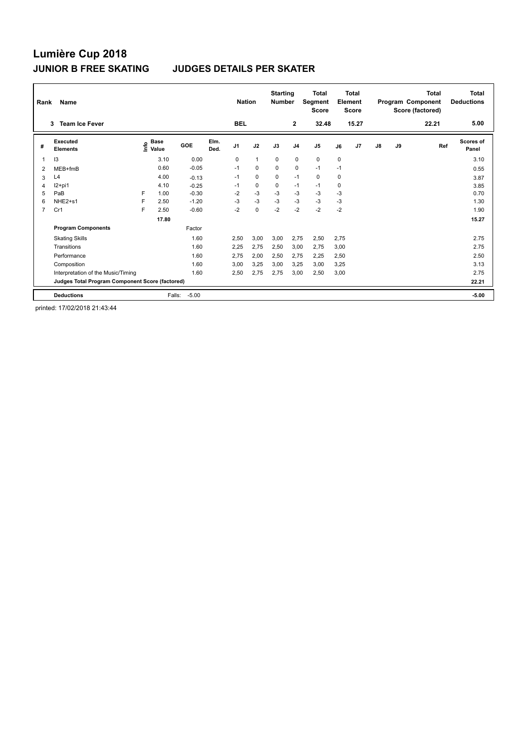# Lumière Cup 2018

## JUNIOR B FREE SKATING JUDGES DETAILS PER SKATER

| Rank | Name | Nation | Starting Number | Total Segment Score | Total Element Score | Total Program Component Score (factored) | Total Deductions |
|---|---|---|---|---|---|---|---|
| 3 | Team Ice Fever | BEL | 2 | 32.48 | 15.27 | 22.21 | 5.00 |

| # | Executed Elements | Info | Base Value | GOE | Elm. Ded. | J1 | J2 | J3 | J4 | J5 | J6 | J7 | J8 | J9 | Ref | Scores of Panel |
|---|---|---|---|---|---|---|---|---|---|---|---|---|---|---|---|---|
| 1 | I3 | | 3.10 | 0.00 | | 0 | 1 | 0 | 0 | 0 | 0 | | | | | 3.10 |
| 2 | MEB+fmB | | 0.60 | -0.05 | | -1 | 0 | 0 | 0 | -1 | -1 | | | | | 0.55 |
| 3 | L4 | | 4.00 | -0.13 | | -1 | 0 | 0 | -1 | 0 | 0 | | | | | 3.87 |
| 4 | I2+pi1 | | 4.10 | -0.25 | | -1 | 0 | 0 | -1 | -1 | 0 | | | | | 3.85 |
| 5 | PaB | F | 1.00 | -0.30 | | -2 | -3 | -3 | -3 | -3 | -3 | | | | | 0.70 |
| 6 | NHE2+s1 | F | 2.50 | -1.20 | | -3 | -3 | -3 | -3 | -3 | -3 | | | | | 1.30 |
| 7 | Cr1 | F | 2.50 | -0.60 | | -2 | 0 | -2 | -2 | -2 | -2 | | | | | 1.90 |
| | | | 17.80 | | | | | | | | | | | | | 15.27 |
| | **Program Components** | | | Factor | | | | | | | | | | | | |
| | Skating Skills | | | 1.60 | | 2,50 | 3,00 | 3,00 | 2,75 | 2,50 | 2,75 | | | | | 2.75 |
| | Transitions | | | 1.60 | | 2,25 | 2,75 | 2,50 | 3,00 | 2,75 | 3,00 | | | | | 2.75 |
| | Performance | | | 1.60 | | 2,75 | 2,00 | 2,50 | 2,75 | 2,25 | 2,50 | | | | | 2.50 |
| | Composition | | | 1.60 | | 3,00 | 3,25 | 3,00 | 3,25 | 3,00 | 3,25 | | | | | 3.13 |
| | Interpretation of the Music/Timing | | | 1.60 | | 2,50 | 2,75 | 2,75 | 3,00 | 2,50 | 3,00 | | | | | 2.75 |
| | **Judges Total Program Component Score (factored)** | | | | | | | | | | | | | | | 22.21 |
| | **Deductions** | | Falls: | -5.00 | | | | | | | | | | | | -5.00 |

printed: 17/02/2018 21:43:44